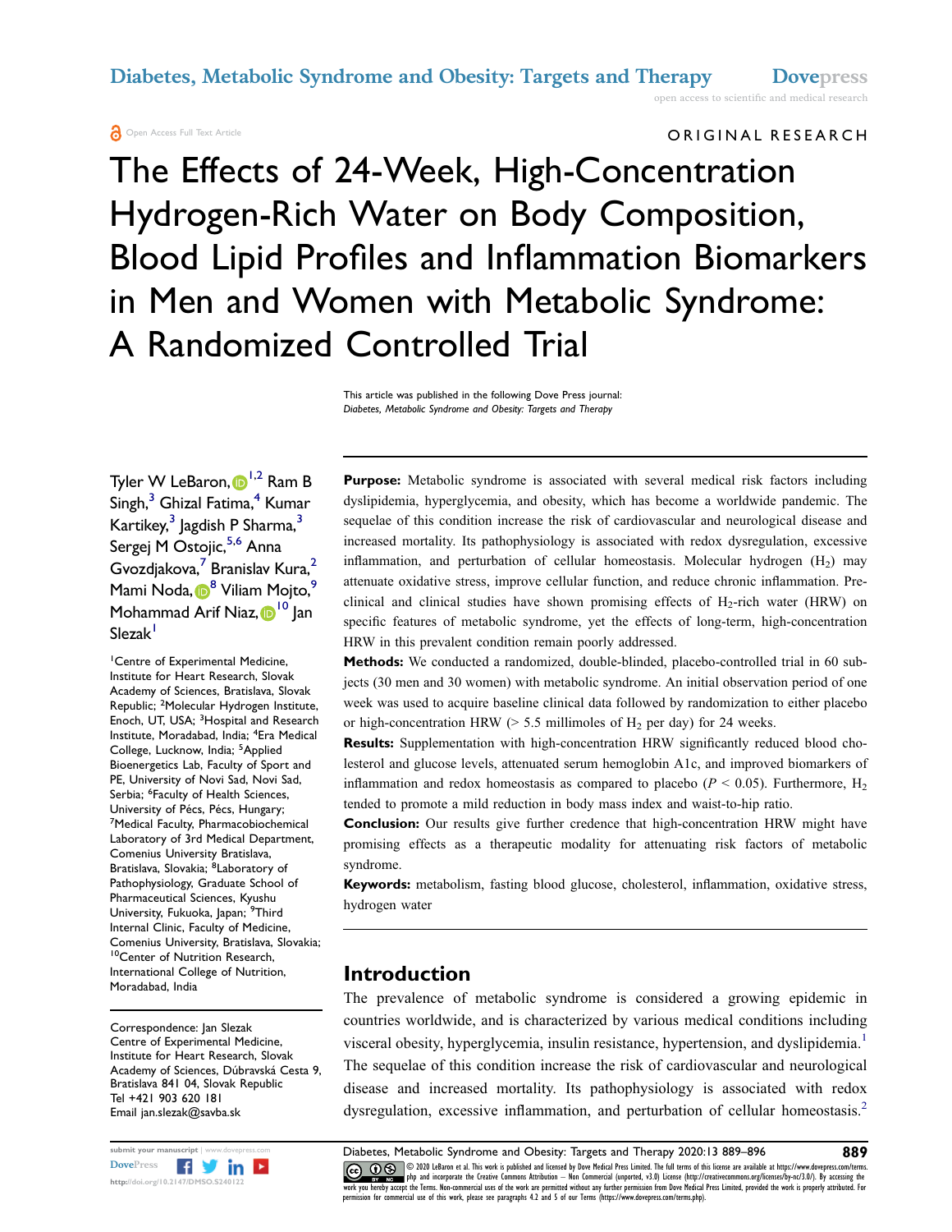ORIGINAL RESEARCH

# The Effects of 24-Week, High-Concentration Hydrogen-Rich Water on Body Composition, Blood Lipid Profiles and Inflammation Biomarkers in Men and Women with Metabolic Syndrome: A Randomized Controlled Trial

This article was published in the following Dove Press journal:
*Diabetes, Metabolic Syndrome and Obesity: Targets and Therapy*

Tyler W LeBaron,[1,2] Ram B Singh,[3] Ghizal Fatima,[4] Kumar Kartikey,[3] Jagdish P Sharma,[3] Sergej M Ostojic,[5,6] Anna Gvozdjakova,[7] Branislav Kura,[2] Mami Noda,[8] Viliam Mojto,[9] Mohammad Arif Niaz,[10] Jan Slezak[1]

[1]Centre of Experimental Medicine, Institute for Heart Research, Slovak Academy of Sciences, Bratislava, Slovak Republic; [2]Molecular Hydrogen Institute, Enoch, UT, USA; [3]Hospital and Research Institute, Moradabad, India; [4]Era Medical College, Lucknow, India; [5]Applied Bioenergetics Lab, Faculty of Sport and PE, University of Novi Sad, Novi Sad, Serbia; [6]Faculty of Health Sciences, University of Pécs, Pécs, Hungary; [7]Medical Faculty, Pharmacobiochemical Laboratory of 3rd Medical Department, Comenius University Bratislava, Bratislava, Slovakia; [8]Laboratory of Pathophysiology, Graduate School of Pharmaceutical Sciences, Kyushu University, Fukuoka, Japan; [9]Third Internal Clinic, Faculty of Medicine, Comenius University, Bratislava, Slovakia; [10]Center of Nutrition Research, International College of Nutrition, Moradabad, India

Correspondence: Jan Slezak
Centre of Experimental Medicine, Institute for Heart Research, Slovak Academy of Sciences, Dúbravská Cesta 9, Bratislava 841 04, Slovak Republic
Tel +421 903 620 181
Email jan.slezak@savba.sk

**Purpose:** Metabolic syndrome is associated with several medical risk factors including dyslipidemia, hyperglycemia, and obesity, which has become a worldwide pandemic. The sequelae of this condition increase the risk of cardiovascular and neurological disease and increased mortality. Its pathophysiology is associated with redox dysregulation, excessive inflammation, and perturbation of cellular homeostasis. Molecular hydrogen ($H_2$) may attenuate oxidative stress, improve cellular function, and reduce chronic inflammation. Pre-clinical and clinical studies have shown promising effects of $H_2$-rich water (HRW) on specific features of metabolic syndrome, yet the effects of long-term, high-concentration HRW in this prevalent condition remain poorly addressed.

**Methods:** We conducted a randomized, double-blinded, placebo-controlled trial in 60 subjects (30 men and 30 women) with metabolic syndrome. An initial observation period of one week was used to acquire baseline clinical data followed by randomization to either placebo or high-concentration HRW (> 5.5 millimoles of $H_2$ per day) for 24 weeks.

**Results:** Supplementation with high-concentration HRW significantly reduced blood cholesterol and glucose levels, attenuated serum hemoglobin A1c, and improved biomarkers of inflammation and redox homeostasis as compared to placebo ($P < 0.05$). Furthermore, $H_2$ tended to promote a mild reduction in body mass index and waist-to-hip ratio.

**Conclusion:** Our results give further credence that high-concentration HRW might have promising effects as a therapeutic modality for attenuating risk factors of metabolic syndrome.

**Keywords:** metabolism, fasting blood glucose, cholesterol, inflammation, oxidative stress, hydrogen water

## Introduction

The prevalence of metabolic syndrome is considered a growing epidemic in countries worldwide, and is characterized by various medical conditions including visceral obesity, hyperglycemia, insulin resistance, hypertension, and dyslipidemia.[1] The sequelae of this condition increase the risk of cardiovascular and neurological disease and increased mortality. Its pathophysiology is associated with redox dysregulation, excessive inflammation, and perturbation of cellular homeostasis.[2]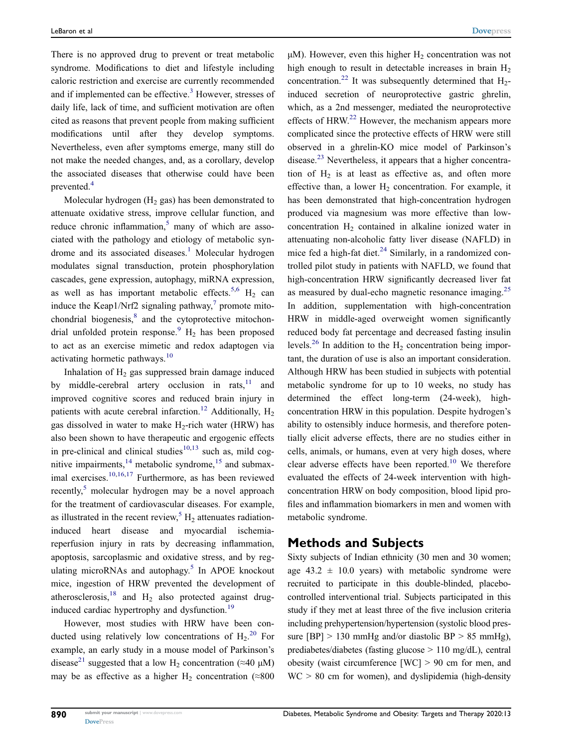There is no approved drug to prevent or treat metabolic syndrome. Modifications to diet and lifestyle including caloric restriction and exercise are currently recommended and if implemented can be effective.[3] However, stresses of daily life, lack of time, and sufficient motivation are often cited as reasons that prevent people from making sufficient modifications until after they develop symptoms. Nevertheless, even after symptoms emerge, many still do not make the needed changes, and, as a corollary, develop the associated diseases that otherwise could have been prevented.[4]

Molecular hydrogen ($H_2$ gas) has been demonstrated to attenuate oxidative stress, improve cellular function, and reduce chronic inflammation,[5] many of which are associated with the pathology and etiology of metabolic syndrome and its associated diseases.[1] Molecular hydrogen modulates signal transduction, protein phosphorylation cascades, gene expression, autophagy, miRNA expression, as well as has important metabolic effects.[5,6] $H_2$ can induce the Keap1/Nrf2 signaling pathway,[7] promote mitochondrial biogenesis,[8] and the cytoprotective mitochondrial unfolded protein response.[9] $H_2$ has been proposed to act as an exercise mimetic and redox adaptogen via activating hormetic pathways.[10]

Inhalation of $H_2$ gas suppressed brain damage induced by middle-cerebral artery occlusion in rats,[11] and improved cognitive scores and reduced brain injury in patients with acute cerebral infarction.[12] Additionally, $H_2$ gas dissolved in water to make $H_2$-rich water (HRW) has also been shown to have therapeutic and ergogenic effects in pre-clinical and clinical studies[10,13] such as, mild cognitive impairments,[14] metabolic syndrome,[15] and submaximal exercises.[10,16,17] Furthermore, as has been reviewed recently,[5] molecular hydrogen may be a novel approach for the treatment of cardiovascular diseases. For example, as illustrated in the recent review,[5] $H_2$ attenuates radiation-induced heart disease and myocardial ischemia-reperfusion injury in rats by decreasing inflammation, apoptosis, sarcoplasmic and oxidative stress, and by regulating microRNAs and autophagy.[5] In APOE knockout mice, ingestion of HRW prevented the development of atherosclerosis,[18] and $H_2$ also protected against drug-induced cardiac hypertrophy and dysfunction.[19]

However, most studies with HRW have been conducted using relatively low concentrations of $H_2$.[20] For example, an early study in a mouse model of Parkinson's disease[21] suggested that a low $H_2$ concentration (≈40 μM) may be as effective as a higher $H_2$ concentration (≈800 μM). However, even this higher $H_2$ concentration was not high enough to result in detectable increases in brain $H_2$ concentration.[22] It was subsequently determined that $H_2$-induced secretion of neuroprotective gastric ghrelin, which, as a 2nd messenger, mediated the neuroprotective effects of HRW.[22] However, the mechanism appears more complicated since the protective effects of HRW were still observed in a ghrelin-KO mice model of Parkinson's disease.[23] Nevertheless, it appears that a higher concentration of $H_2$ is at least as effective as, and often more effective than, a lower $H_2$ concentration. For example, it has been demonstrated that high-concentration hydrogen produced via magnesium was more effective than low-concentration $H_2$ contained in alkaline ionized water in attenuating non-alcoholic fatty liver disease (NAFLD) in mice fed a high-fat diet.[24] Similarly, in a randomized controlled pilot study in patients with NAFLD, we found that high-concentration HRW significantly decreased liver fat as measured by dual-echo magnetic resonance imaging.[25] In addition, supplementation with high-concentration HRW in middle-aged overweight women significantly reduced body fat percentage and decreased fasting insulin levels.[26] In addition to the $H_2$ concentration being important, the duration of use is also an important consideration. Although HRW has been studied in subjects with potential metabolic syndrome for up to 10 weeks, no study has determined the effect long-term (24-week), high-concentration HRW in this population. Despite hydrogen's ability to ostensibly induce hormesis, and therefore potentially elicit adverse effects, there are no studies either in cells, animals, or humans, even at very high doses, where clear adverse effects have been reported.[10] We therefore evaluated the effects of 24-week intervention with high-concentration HRW on body composition, blood lipid profiles and inflammation biomarkers in men and women with metabolic syndrome.

## Methods and Subjects

Sixty subjects of Indian ethnicity (30 men and 30 women; age 43.2 ± 10.0 years) with metabolic syndrome were recruited to participate in this double-blinded, placebo-controlled interventional trial. Subjects participated in this study if they met at least three of the five inclusion criteria including prehypertension/hypertension (systolic blood pressure [BP] > 130 mmHg and/or diastolic BP > 85 mmHg), prediabetes/diabetes (fasting glucose > 110 mg/dL), central obesity (waist circumference [WC] > 90 cm for men, and WC > 80 cm for women), and dyslipidemia (high-density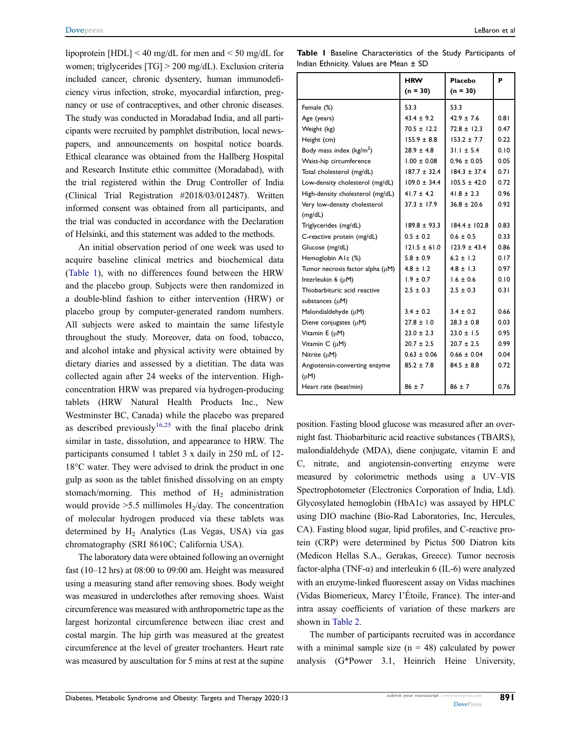lipoprotein [HDL] < 40 mg/dL for men and < 50 mg/dL for women; triglycerides [TG] > 200 mg/dL). Exclusion criteria included cancer, chronic dysentery, human immunodeficiency virus infection, stroke, myocardial infarction, pregnancy or use of contraceptives, and other chronic diseases. The study was conducted in Moradabad India, and all participants were recruited by pamphlet distribution, local newspapers, and announcements on hospital notice boards. Ethical clearance was obtained from the Hallberg Hospital and Research Institute ethic committee (Moradabad), with the trial registered within the Drug Controller of India (Clinical Trial Registration #2018/03/012487). Written informed consent was obtained from all participants, and the trial was conducted in accordance with the Declaration of Helsinki, and this statement was added to the methods.

An initial observation period of one week was used to acquire baseline clinical metrics and biochemical data (Table 1), with no differences found between the HRW and the placebo group. Subjects were then randomized in a double-blind fashion to either intervention (HRW) or placebo group by computer-generated random numbers. All subjects were asked to maintain the same lifestyle throughout the study. Moreover, data on food, tobacco, and alcohol intake and physical activity were obtained by dietary diaries and assessed by a dietitian. The data was collected again after 24 weeks of the intervention. High-concentration HRW was prepared via hydrogen-producing tablets (HRW Natural Health Products Inc., New Westminster BC, Canada) while the placebo was prepared as described previously[16,25] with the final placebo drink similar in taste, dissolution, and appearance to HRW. The participants consumed 1 tablet 3 x daily in 250 mL of 12-18°C water. They were advised to drink the product in one gulp as soon as the tablet finished dissolving on an empty stomach/morning. This method of $H_2$ administration would provide >5.5 millimoles $H_2$/day. The concentration of molecular hydrogen produced via these tablets was determined by $H_2$ Analytics (Las Vegas, USA) via gas chromatography (SRI 8610C; California USA).

The laboratory data were obtained following an overnight fast (10–12 hrs) at 08:00 to 09:00 am. Height was measured using a measuring stand after removing shoes. Body weight was measured in underclothes after removing shoes. Waist circumference was measured with anthropometric tape as the largest horizontal circumference between iliac crest and costal margin. The hip girth was measured at the greatest circumference at the level of greater trochanters. Heart rate was measured by auscultation for 5 mins at rest at the supine position. Fasting blood glucose was measured after an overnight fast. Thiobarbituric acid reactive substances (TBARS), malondialdehyde (MDA), diene conjugate, vitamin E and C, nitrate, and angiotensin-converting enzyme were measured by colorimetric methods using a UV–VIS Spectrophotometer (Electronics Corporation of India, Ltd). Glycosylated hemoglobin (HbA1c) was assayed by HPLC using DIO machine (Bio-Rad Laboratories, Inc, Hercules, CA). Fasting blood sugar, lipid profiles, and C-reactive protein (CRP) were determined by Pictus 500 Diatron kits (Medicon Hellas S.A., Gerakas, Greece). Tumor necrosis factor-alpha (TNF-α) and interleukin 6 (IL-6) were analyzed with an enzyme-linked fluorescent assay on Vidas machines (Vidas Biomerieux, Marcy I'Étoile, France). The inter-and intra assay coefficients of variation of these markers are shown in Table 2.

The number of participants recruited was in accordance with a minimal sample size (n = 48) calculated by power analysis (G*Power 3.1, Heinrich Heine University,

**Table 1** Baseline Characteristics of the Study Participants of Indian Ethnicity. Values are Mean ± SD

| | HRW (n = 30) | Placebo (n = 30) | P |
|---|---|---|---|
| Female (%) | 53.3 | 53.3 | |
| Age (years) | 43.4 ± 9.2 | 42.9 ± 7.6 | 0.81 |
| Weight (kg) | 70.5 ± 12.2 | 72.8 ± 12.3 | 0.47 |
| Height (cm) | 155.9 ± 8.8 | 153.2 ± 7.7 | 0.22 |
| Body mass index (kg/m$^2$) | 28.9 ± 4.8 | 31.1 ± 5.4 | 0.10 |
| Waist-hip circumference | 1.00 ± 0.08 | 0.96 ± 0.05 | 0.05 |
| Total cholesterol (mg/dL) | 187.7 ± 32.4 | 184.3 ± 37.4 | 0.71 |
| Low-density cholesterol (mg/dL) | 109.0 ± 34.4 | 105.5 ± 42.0 | 0.72 |
| High-density cholesterol (mg/dL) | 41.7 ± 4.2 | 41.8 ± 2.3 | 0.96 |
| Very low-density cholesterol (mg/dL) | 37.3 ± 17.9 | 36.8 ± 20.6 | 0.92 |
| Triglycerides (mg/dL) | 189.8 ± 93.3 | 184.4 ± 102.8 | 0.83 |
| C-reactive protein (mg/dL) | 0.5 ± 0.2 | 0.6 ± 0.5 | 0.33 |
| Glucose (mg/dL) | 121.5 ± 61.0 | 123.9 ± 43.4 | 0.86 |
| Hemoglobin A1c (%) | 5.8 ± 0.9 | 6.2 ± 1.2 | 0.17 |
| Tumor necrosis factor alpha (μM) | 4.8 ± 1.2 | 4.8 ± 1.3 | 0.97 |
| Interleukin 6 (μM) | 1.9 ± 0.7 | 1.6 ± 0.6 | 0.10 |
| Thiobarbituric acid reactive substances (μM) | 2.5 ± 0.3 | 2.5 ± 0.3 | 0.31 |
| Malondialdehyde (μM) | 3.4 ± 0.2 | 3.4 ± 0.2 | 0.66 |
| Diene conjugates (μM) | 27.8 ± 1.0 | 28.3 ± 0.8 | 0.03 |
| Vitamin E (μM) | 23.0 ± 2.3 | 23.0 ± 1.5 | 0.95 |
| Vitamin C (μM) | 20.7 ± 2.5 | 20.7 ± 2.5 | 0.99 |
| Nitrite (μM) | 0.63 ± 0.06 | 0.66 ± 0.04 | 0.04 |
| Angiotensin-converting enzyme (μM) | 85.2 ± 7.8 | 84.5 ± 8.8 | 0.72 |
| Heart rate (beat/min) | 86 ± 7 | 86 ± 7 | 0.76 |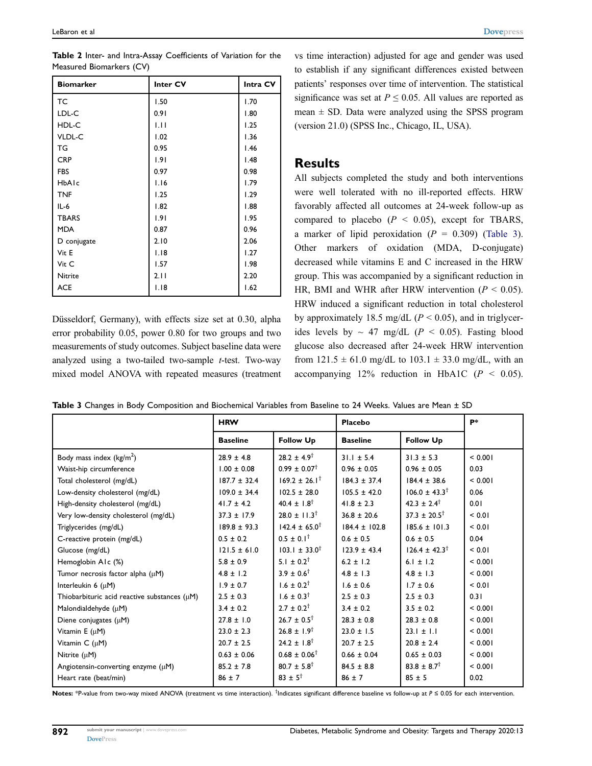**Table 2** Inter- and Intra-Assay Coefficients of Variation for the Measured Biomarkers (CV)

| Biomarker | Inter CV | Intra CV |
|---|---|---|
| TC | 1.50 | 1.70 |
| LDL-C | 0.91 | 1.80 |
| HDL-C | 1.11 | 1.25 |
| VLDL-C | 1.02 | 1.36 |
| TG | 0.95 | 1.46 |
| CRP | 1.91 | 1.48 |
| FBS | 0.97 | 0.98 |
| HbA1c | 1.16 | 1.79 |
| TNF | 1.25 | 1.29 |
| IL-6 | 1.82 | 1.88 |
| TBARS | 1.91 | 1.95 |
| MDA | 0.87 | 0.96 |
| D conjugate | 2.10 | 2.06 |
| Vit E | 1.18 | 1.27 |
| Vit C | 1.57 | 1.98 |
| Nitrite | 2.11 | 2.20 |
| ACE | 1.18 | 1.62 |

Düsseldorf, Germany), with effects size set at 0.30, alpha error probability 0.05, power 0.80 for two groups and two measurements of study outcomes. Subject baseline data were analyzed using a two-tailed two-sample *t*-test. Two-way mixed model ANOVA with repeated measures (treatment vs time interaction) adjusted for age and gender was used to establish if any significant differences existed between patients' responses over time of intervention. The statistical significance was set at $P \leq 0.05$. All values are reported as mean ± SD. Data were analyzed using the SPSS program (version 21.0) (SPSS Inc., Chicago, IL, USA).

## Results

All subjects completed the study and both interventions were well tolerated with no ill-reported effects. HRW favorably affected all outcomes at 24-week follow-up as compared to placebo ($P < 0.05$), except for TBARS, a marker of lipid peroxidation ($P = 0.309$) (Table 3). Other markers of oxidation (MDA, D-conjugate) decreased while vitamins E and C increased in the HRW group. This was accompanied by a significant reduction in HR, BMI and WHR after HRW intervention ($P < 0.05$). HRW induced a significant reduction in total cholesterol by approximately 18.5 mg/dL ($P < 0.05$), and in triglycerides levels by ~ 47 mg/dL ($P < 0.05$). Fasting blood glucose also decreased after 24-week HRW intervention from 121.5 ± 61.0 mg/dL to 103.1 ± 33.0 mg/dL, with an accompanying 12% reduction in HbA1C ($P < 0.05$).

**Table 3** Changes in Body Composition and Biochemical Variables from Baseline to 24 Weeks. Values are Mean ± SD

| | HRW | | Placebo | | P* |
|---|---|---|---|---|---|
| | **Baseline** | **Follow Up** | **Baseline** | **Follow Up** | |
| Body mass index (kg/m$^2$) | 28.9 ± 4.8 | 28.2 ± 4.9† | 31.1 ± 5.4 | 31.3 ± 5.3 | < 0.001 |
| Waist-hip circumference | 1.00 ± 0.08 | 0.99 ± 0.07† | 0.96 ± 0.05 | 0.96 ± 0.05 | 0.03 |
| Total cholesterol (mg/dL) | 187.7 ± 32.4 | 169.2 ± 26.1† | 184.3 ± 37.4 | 184.4 ± 38.6 | < 0.001 |
| Low-density cholesterol (mg/dL) | 109.0 ± 34.4 | 102.5 ± 28.0 | 105.5 ± 42.0 | 106.0 ± 43.3† | 0.06 |
| High-density cholesterol (mg/dL) | 41.7 ± 4.2 | 40.4 ± 1.8† | 41.8 ± 2.3 | 42.3 ± 2.4† | 0.01 |
| Very low-density cholesterol (mg/dL) | 37.3 ± 17.9 | 28.0 ± 11.3† | 36.8 ± 20.6 | 37.3 ± 20.5† | < 0.01 |
| Triglycerides (mg/dL) | 189.8 ± 93.3 | 142.4 ± 65.0† | 184.4 ± 102.8 | 185.6 ± 101.3 | < 0.01 |
| C-reactive protein (mg/dL) | 0.5 ± 0.2 | 0.5 ± 0.1† | 0.6 ± 0.5 | 0.6 ± 0.5 | 0.04 |
| Glucose (mg/dL) | 121.5 ± 61.0 | 103.1 ± 33.0† | 123.9 ± 43.4 | 126.4 ± 42.3† | < 0.01 |
| Hemoglobin A1c (%) | 5.8 ± 0.9 | 5.1 ± 0.2† | 6.2 ± 1.2 | 6.1 ± 1.2 | < 0.001 |
| Tumor necrosis factor alpha (μM) | 4.8 ± 1.2 | 3.9 ± 0.6† | 4.8 ± 1.3 | 4.8 ± 1.3 | < 0.001 |
| Interleukin 6 (μM) | 1.9 ± 0.7 | 1.6 ± 0.2† | 1.6 ± 0.6 | 1.7 ± 0.6 | < 0.01 |
| Thiobarbituric acid reactive substances (μM) | 2.5 ± 0.3 | 1.6 ± 0.3† | 2.5 ± 0.3 | 2.5 ± 0.3 | 0.31 |
| Malondialdehyde (μM) | 3.4 ± 0.2 | 2.7 ± 0.2† | 3.4 ± 0.2 | 3.5 ± 0.2 | < 0.001 |
| Diene conjugates (μM) | 27.8 ± 1.0 | 26.7 ± 0.5† | 28.3 ± 0.8 | 28.3 ± 0.8 | < 0.001 |
| Vitamin E (μM) | 23.0 ± 2.3 | 26.8 ± 1.9† | 23.0 ± 1.5 | 23.1 ± 1.1 | < 0.001 |
| Vitamin C (μM) | 20.7 ± 2.5 | 24.2 ± 1.8† | 20.7 ± 2.5 | 20.8 ± 2.4 | < 0.001 |
| Nitrite (μM) | 0.63 ± 0.06 | 0.68 ± 0.06† | 0.66 ± 0.04 | 0.65 ± 0.03 | < 0.001 |
| Angiotensin-converting enzyme (μM) | 85.2 ± 7.8 | 80.7 ± 5.8† | 84.5 ± 8.8 | 83.8 ± 8.7† | < 0.001 |
| Heart rate (beat/min) | 86 ± 7 | 83 ± 5† | 86 ± 7 | 85 ± 5 | 0.02 |

**Notes:** *P-value from two-way mixed ANOVA (treatment vs time interaction). †Indicates significant difference baseline vs follow-up at $P \leq 0.05$ for each intervention.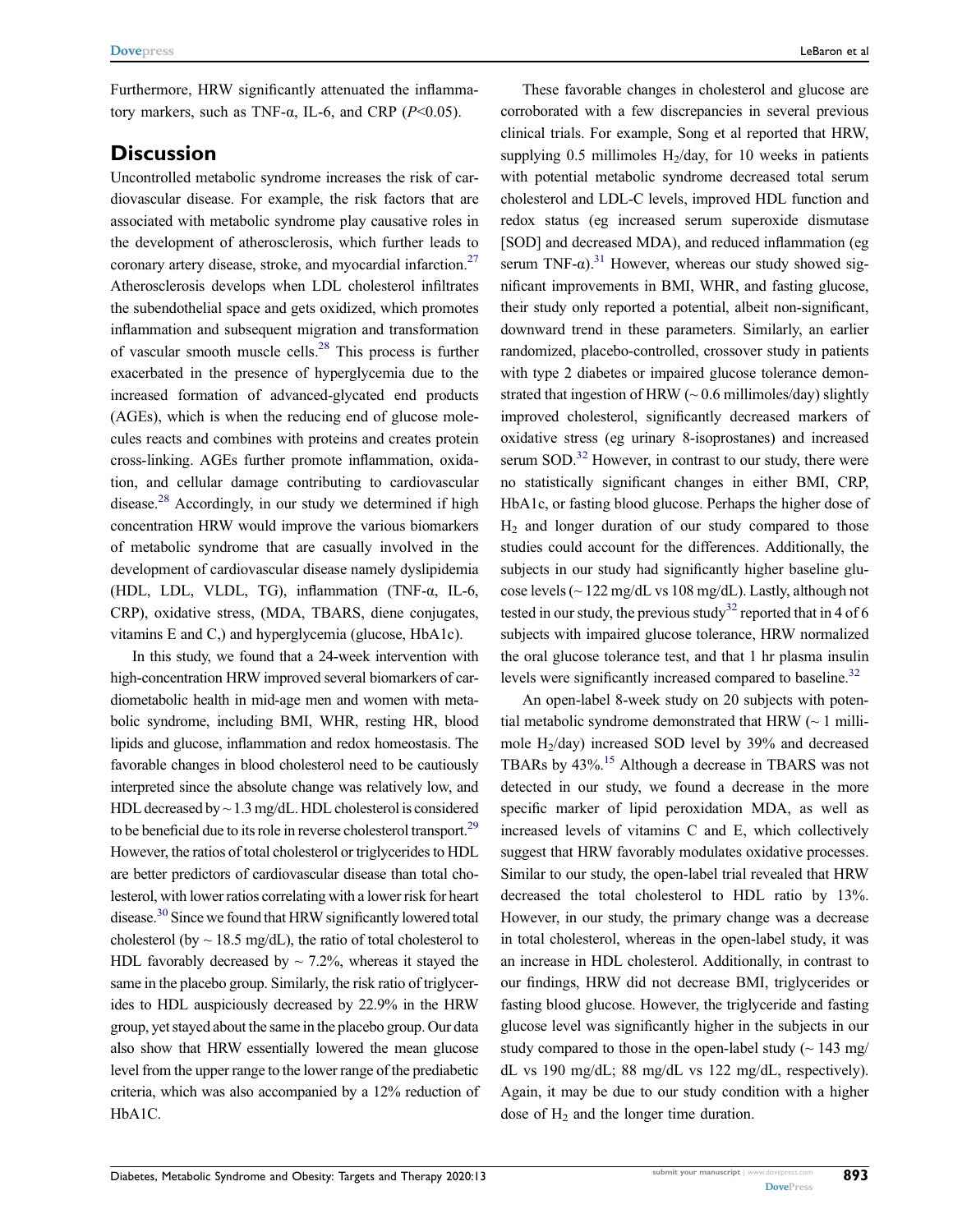Furthermore, HRW significantly attenuated the inflammatory markers, such as TNF-α, IL-6, and CRP ($P<0.05$).

## Discussion

Uncontrolled metabolic syndrome increases the risk of cardiovascular disease. For example, the risk factors that are associated with metabolic syndrome play causative roles in the development of atherosclerosis, which further leads to coronary artery disease, stroke, and myocardial infarction.[27] Atherosclerosis develops when LDL cholesterol infiltrates the subendothelial space and gets oxidized, which promotes inflammation and subsequent migration and transformation of vascular smooth muscle cells.[28] This process is further exacerbated in the presence of hyperglycemia due to the increased formation of advanced-glycated end products (AGEs), which is when the reducing end of glucose molecules reacts and combines with proteins and creates protein cross-linking. AGEs further promote inflammation, oxidation, and cellular damage contributing to cardiovascular disease.[28] Accordingly, in our study we determined if high concentration HRW would improve the various biomarkers of metabolic syndrome that are casually involved in the development of cardiovascular disease namely dyslipidemia (HDL, LDL, VLDL, TG), inflammation (TNF-α, IL-6, CRP), oxidative stress, (MDA, TBARS, diene conjugates, vitamins E and C,) and hyperglycemia (glucose, HbA1c).

In this study, we found that a 24-week intervention with high-concentration HRW improved several biomarkers of cardiometabolic health in mid-age men and women with metabolic syndrome, including BMI, WHR, resting HR, blood lipids and glucose, inflammation and redox homeostasis. The favorable changes in blood cholesterol need to be cautiously interpreted since the absolute change was relatively low, and HDL decreased by ~ 1.3 mg/dL. HDL cholesterol is considered to be beneficial due to its role in reverse cholesterol transport.[29] However, the ratios of total cholesterol or triglycerides to HDL are better predictors of cardiovascular disease than total cholesterol, with lower ratios correlating with a lower risk for heart disease.[30] Since we found that HRW significantly lowered total cholesterol (by ~ 18.5 mg/dL), the ratio of total cholesterol to HDL favorably decreased by ~ 7.2%, whereas it stayed the same in the placebo group. Similarly, the risk ratio of triglycerides to HDL auspiciously decreased by 22.9% in the HRW group, yet stayed about the same in the placebo group. Our data also show that HRW essentially lowered the mean glucose level from the upper range to the lower range of the prediabetic criteria, which was also accompanied by a 12% reduction of HbA1C.

These favorable changes in cholesterol and glucose are corroborated with a few discrepancies in several previous clinical trials. For example, Song et al reported that HRW, supplying 0.5 millimoles $H_2$/day, for 10 weeks in patients with potential metabolic syndrome decreased total serum cholesterol and LDL-C levels, improved HDL function and redox status (eg increased serum superoxide dismutase [SOD] and decreased MDA), and reduced inflammation (eg serum TNF-α).[31] However, whereas our study showed significant improvements in BMI, WHR, and fasting glucose, their study only reported a potential, albeit non-significant, downward trend in these parameters. Similarly, an earlier randomized, placebo-controlled, crossover study in patients with type 2 diabetes or impaired glucose tolerance demonstrated that ingestion of HRW (~ 0.6 millimoles/day) slightly improved cholesterol, significantly decreased markers of oxidative stress (eg urinary 8-isoprostanes) and increased serum SOD.[32] However, in contrast to our study, there were no statistically significant changes in either BMI, CRP, HbA1c, or fasting blood glucose. Perhaps the higher dose of $H_2$ and longer duration of our study compared to those studies could account for the differences. Additionally, the subjects in our study had significantly higher baseline glucose levels (~ 122 mg/dL vs 108 mg/dL). Lastly, although not tested in our study, the previous study[32] reported that in 4 of 6 subjects with impaired glucose tolerance, HRW normalized the oral glucose tolerance test, and that 1 hr plasma insulin levels were significantly increased compared to baseline.[32]

An open-label 8-week study on 20 subjects with potential metabolic syndrome demonstrated that HRW (~ 1 millimole $H_2$/day) increased SOD level by 39% and decreased TBARs by 43%.[15] Although a decrease in TBARS was not detected in our study, we found a decrease in the more specific marker of lipid peroxidation MDA, as well as increased levels of vitamins C and E, which collectively suggest that HRW favorably modulates oxidative processes. Similar to our study, the open-label trial revealed that HRW decreased the total cholesterol to HDL ratio by 13%. However, in our study, the primary change was a decrease in total cholesterol, whereas in the open-label study, it was an increase in HDL cholesterol. Additionally, in contrast to our findings, HRW did not decrease BMI, triglycerides or fasting blood glucose. However, the triglyceride and fasting glucose level was significantly higher in the subjects in our study compared to those in the open-label study (~ 143 mg/dL vs 190 mg/dL; 88 mg/dL vs 122 mg/dL, respectively). Again, it may be due to our study condition with a higher dose of $H_2$ and the longer time duration.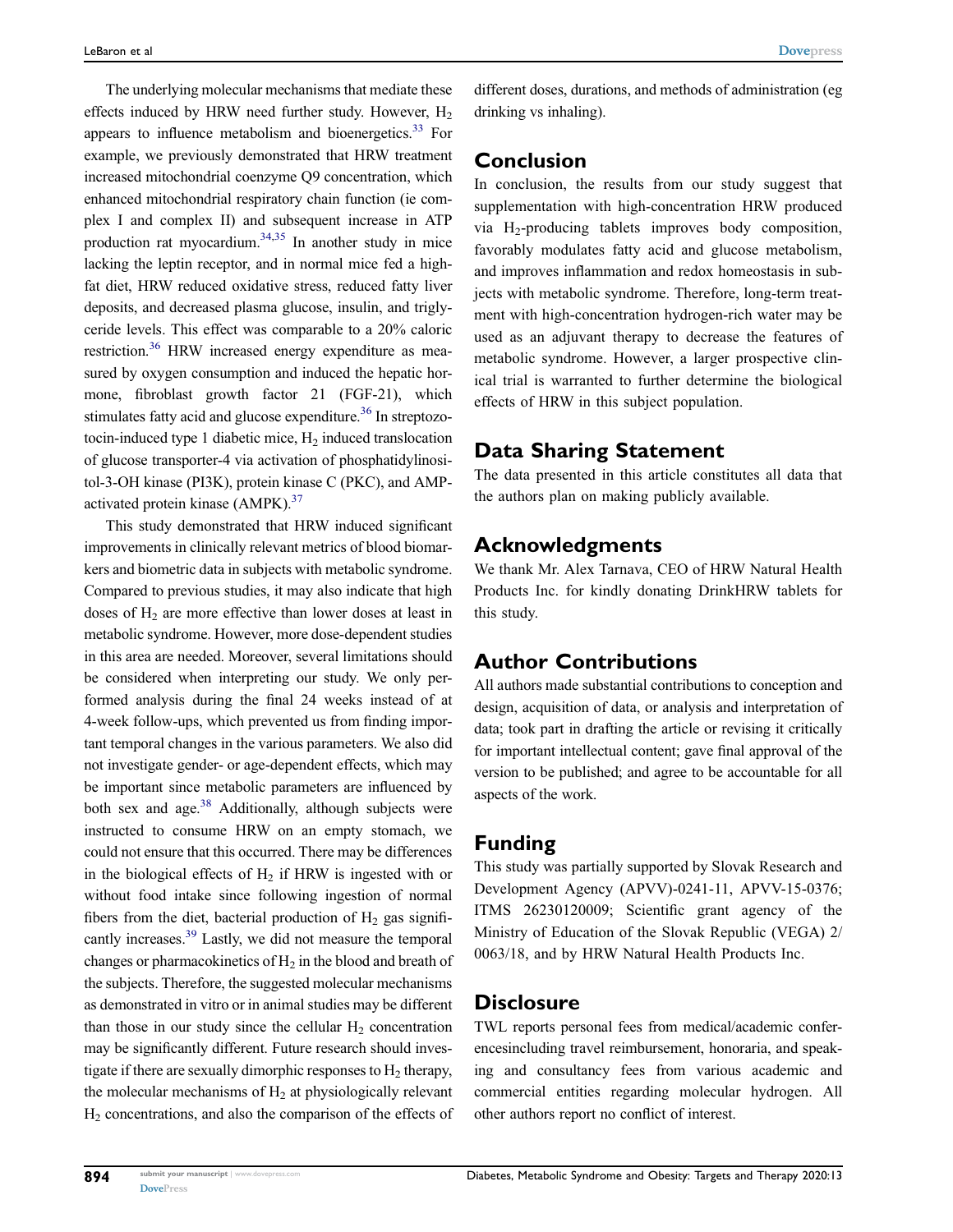The underlying molecular mechanisms that mediate these effects induced by HRW need further study. However, $H_2$ appears to influence metabolism and bioenergetics.[33] For example, we previously demonstrated that HRW treatment increased mitochondrial coenzyme Q9 concentration, which enhanced mitochondrial respiratory chain function (ie complex I and complex II) and subsequent increase in ATP production rat myocardium.[34,35] In another study in mice lacking the leptin receptor, and in normal mice fed a high-fat diet, HRW reduced oxidative stress, reduced fatty liver deposits, and decreased plasma glucose, insulin, and triglyceride levels. This effect was comparable to a 20% caloric restriction.[36] HRW increased energy expenditure as measured by oxygen consumption and induced the hepatic hormone, fibroblast growth factor 21 (FGF-21), which stimulates fatty acid and glucose expenditure.[36] In streptozotocin-induced type 1 diabetic mice, $H_2$ induced translocation of glucose transporter-4 via activation of phosphatidylinositol-3-OH kinase (PI3K), protein kinase C (PKC), and AMP-activated protein kinase (AMPK).[37]

This study demonstrated that HRW induced significant improvements in clinically relevant metrics of blood biomarkers and biometric data in subjects with metabolic syndrome. Compared to previous studies, it may also indicate that high doses of $H_2$ are more effective than lower doses at least in metabolic syndrome. However, more dose-dependent studies in this area are needed. Moreover, several limitations should be considered when interpreting our study. We only performed analysis during the final 24 weeks instead of at 4-week follow-ups, which prevented us from finding important temporal changes in the various parameters. We also did not investigate gender- or age-dependent effects, which may be important since metabolic parameters are influenced by both sex and age.[38] Additionally, although subjects were instructed to consume HRW on an empty stomach, we could not ensure that this occurred. There may be differences in the biological effects of $H_2$ if HRW is ingested with or without food intake since following ingestion of normal fibers from the diet, bacterial production of $H_2$ gas significantly increases.[39] Lastly, we did not measure the temporal changes or pharmacokinetics of $H_2$ in the blood and breath of the subjects. Therefore, the suggested molecular mechanisms as demonstrated in vitro or in animal studies may be different than those in our study since the cellular $H_2$ concentration may be significantly different. Future research should investigate if there are sexually dimorphic responses to $H_2$ therapy, the molecular mechanisms of $H_2$ at physiologically relevant $H_2$ concentrations, and also the comparison of the effects of different doses, durations, and methods of administration (eg drinking vs inhaling).

## Conclusion

In conclusion, the results from our study suggest that supplementation with high-concentration HRW produced via $H_2$-producing tablets improves body composition, favorably modulates fatty acid and glucose metabolism, and improves inflammation and redox homeostasis in subjects with metabolic syndrome. Therefore, long-term treatment with high-concentration hydrogen-rich water may be used as an adjuvant therapy to decrease the features of metabolic syndrome. However, a larger prospective clinical trial is warranted to further determine the biological effects of HRW in this subject population.

## Data Sharing Statement

The data presented in this article constitutes all data that the authors plan on making publicly available.

## Acknowledgments

We thank Mr. Alex Tarnava, CEO of HRW Natural Health Products Inc. for kindly donating DrinkHRW tablets for this study.

## Author Contributions

All authors made substantial contributions to conception and design, acquisition of data, or analysis and interpretation of data; took part in drafting the article or revising it critically for important intellectual content; gave final approval of the version to be published; and agree to be accountable for all aspects of the work.

## Funding

This study was partially supported by Slovak Research and Development Agency (APVV)-0241-11, APVV-15-0376; ITMS 26230120009; Scientific grant agency of the Ministry of Education of the Slovak Republic (VEGA) 2/0063/18, and by HRW Natural Health Products Inc.

## Disclosure

TWL reports personal fees from medical/academic conferencesincluding travel reimbursement, honoraria, and speaking and consultancy fees from various academic and commercial entities regarding molecular hydrogen. All other authors report no conflict of interest.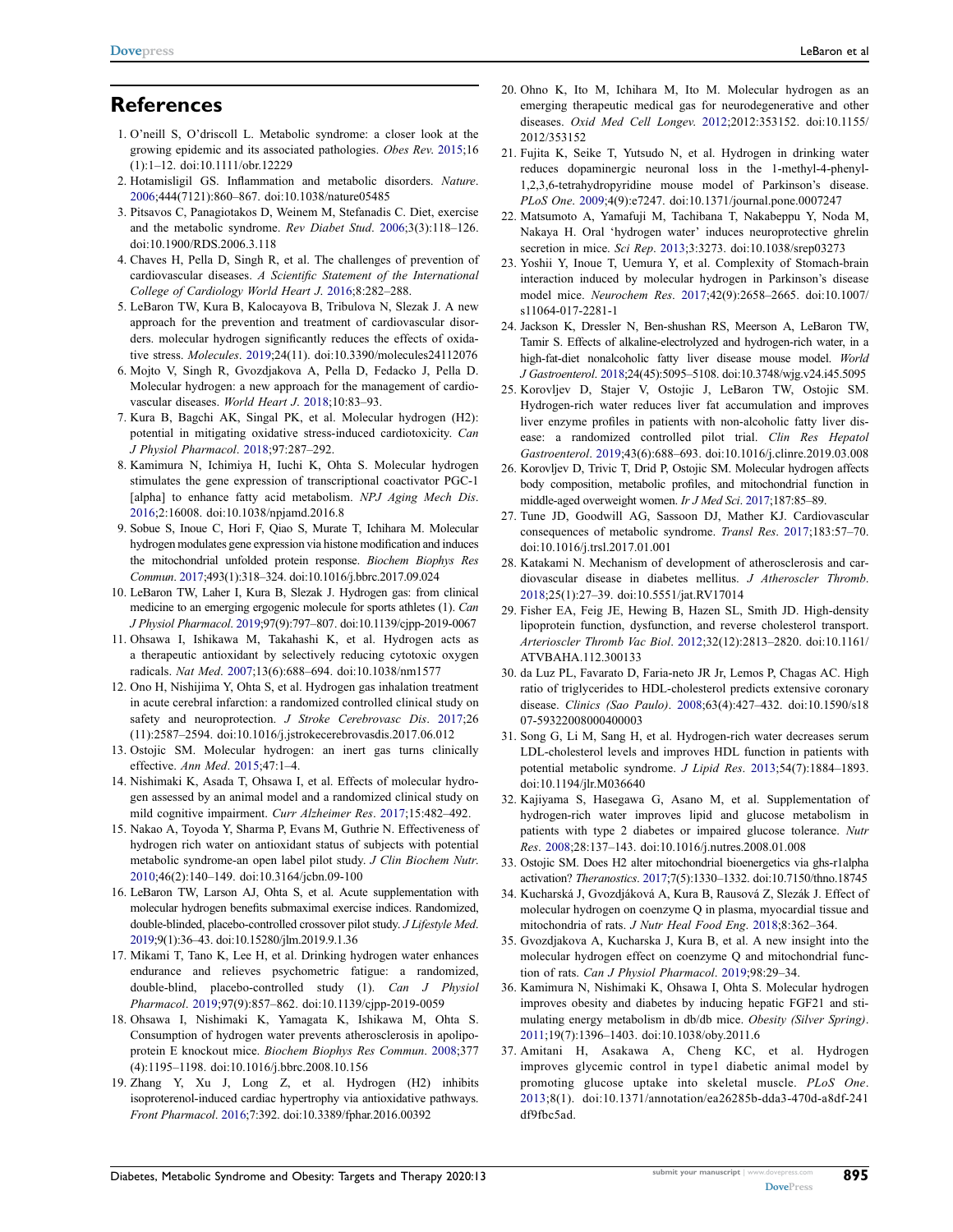## References

1. O'neill S, O'driscoll L. Metabolic syndrome: a closer look at the growing epidemic and its associated pathologies. *Obes Rev*. 2015;16 (1):1–12. doi:10.1111/obr.12229
2. Hotamisligil GS. Inflammation and metabolic disorders. *Nature*. 2006;444(7121):860–867. doi:10.1038/nature05485
3. Pitsavos C, Panagiotakos D, Weinem M, Stefanadis C. Diet, exercise and the metabolic syndrome. *Rev Diabet Stud*. 2006;3(3):118–126. doi:10.1900/RDS.2006.3.118
4. Chaves H, Pella D, Singh R, et al. The challenges of prevention of cardiovascular diseases. *A Scientific Statement of the International College of Cardiology World Heart J*. 2016;8:282–288.
5. LeBaron TW, Kura B, Kalocayova B, Tribulova N, Slezak J. A new approach for the prevention and treatment of cardiovascular disorders. molecular hydrogen significantly reduces the effects of oxidative stress. *Molecules*. 2019;24(11). doi:10.3390/molecules24112076
6. Mojto V, Singh R, Gvozdjakova A, Pella D, Fedacko J, Pella D. Molecular hydrogen: a new approach for the management of cardiovascular diseases. *World Heart J*. 2018;10:83–93.
7. Kura B, Bagchi AK, Singal PK, et al. Molecular hydrogen (H2): potential in mitigating oxidative stress-induced cardiotoxicity. *Can J Physiol Pharmacol*. 2018;97:287–292.
8. Kamimura N, Ichimiya H, Iuchi K, Ohta S. Molecular hydrogen stimulates the gene expression of transcriptional coactivator PGC-1 [alpha] to enhance fatty acid metabolism. *NPJ Aging Mech Dis*. 2016;2:16008. doi:10.1038/npjamd.2016.8
9. Sobue S, Inoue C, Hori F, Qiao S, Murate T, Ichihara M. Molecular hydrogen modulates gene expression via histone modification and induces the mitochondrial unfolded protein response. *Biochem Biophys Res Commun*. 2017;493(1):318–324. doi:10.1016/j.bbrc.2017.09.024
10. LeBaron TW, Laher I, Kura B, Slezak J. Hydrogen gas: from clinical medicine to an emerging ergogenic molecule for sports athletes (1). *Can J Physiol Pharmacol*. 2019;97(9):797–807. doi:10.1139/cjpp-2019-0067
11. Ohsawa I, Ishikawa M, Takahashi K, et al. Hydrogen acts as a therapeutic antioxidant by selectively reducing cytotoxic oxygen radicals. *Nat Med*. 2007;13(6):688–694. doi:10.1038/nm1577
12. Ono H, Nishijima Y, Ohta S, et al. Hydrogen gas inhalation treatment in acute cerebral infarction: a randomized controlled clinical study on safety and neuroprotection. *J Stroke Cerebrovasc Dis*. 2017;26 (11):2587–2594. doi:10.1016/j.jstrokecerebrovasdis.2017.06.012
13. Ostojic SM. Molecular hydrogen: an inert gas turns clinically effective. *Ann Med*. 2015;47:1–4.
14. Nishimaki K, Asada T, Ohsawa I, et al. Effects of molecular hydrogen assessed by an animal model and a randomized clinical study on mild cognitive impairment. *Curr Alzheimer Res*. 2017;15:482–492.
15. Nakao A, Toyoda Y, Sharma P, Evans M, Guthrie N. Effectiveness of hydrogen rich water on antioxidant status of subjects with potential metabolic syndrome-an open label pilot study. *J Clin Biochem Nutr*. 2010;46(2):140–149. doi:10.3164/jcbn.09-100
16. LeBaron TW, Larson AJ, Ohta S, et al. Acute supplementation with molecular hydrogen benefits submaximal exercise indices. Randomized, double-blinded, placebo-controlled crossover pilot study. *J Lifestyle Med*. 2019;9(1):36–43. doi:10.15280/jlm.2019.9.1.36
17. Mikami T, Tano K, Lee H, et al. Drinking hydrogen water enhances endurance and relieves psychometric fatigue: a randomized, double-blind, placebo-controlled study (1). *Can J Physiol Pharmacol*. 2019;97(9):857–862. doi:10.1139/cjpp-2019-0059
18. Ohsawa I, Nishimaki K, Yamagata K, Ishikawa M, Ohta S. Consumption of hydrogen water prevents atherosclerosis in apolipoprotein E knockout mice. *Biochem Biophys Res Commun*. 2008;377 (4):1195–1198. doi:10.1016/j.bbrc.2008.10.156
19. Zhang Y, Xu J, Long Z, et al. Hydrogen (H2) inhibits isoproterenol-induced cardiac hypertrophy via antioxidative pathways. *Front Pharmacol*. 2016;7:392. doi:10.3389/fphar.2016.00392
20. Ohno K, Ito M, Ichihara M, Ito M. Molecular hydrogen as an emerging therapeutic medical gas for neurodegenerative and other diseases. *Oxid Med Cell Longev*. 2012;2012:353152. doi:10.1155/2012/353152
21. Fujita K, Seike T, Yutsudo N, et al. Hydrogen in drinking water reduces dopaminergic neuronal loss in the 1-methyl-4-phenyl-1,2,3,6-tetrahydropyridine mouse model of Parkinson's disease. *PLoS One*. 2009;4(9):e7247. doi:10.1371/journal.pone.0007247
22. Matsumoto A, Yamafuji M, Tachibana T, Nakabeppu Y, Noda M, Nakaya H. Oral 'hydrogen water' induces neuroprotective ghrelin secretion in mice. *Sci Rep*. 2013;3:3273. doi:10.1038/srep03273
23. Yoshii Y, Inoue T, Uemura Y, et al. Complexity of Stomach-brain interaction induced by molecular hydrogen in Parkinson's disease model mice. *Neurochem Res*. 2017;42(9):2658–2665. doi:10.1007/s11064-017-2281-1
24. Jackson K, Dressler N, Ben-shushan RS, Meerson A, LeBaron TW, Tamir S. Effects of alkaline-electrolyzed and hydrogen-rich water, in a high-fat-diet nonalcoholic fatty liver disease mouse model. *World J Gastroenterol*. 2018;24(45):5095–5108. doi:10.3748/wjg.v24.i45.5095
25. Korovljev D, Stajer V, Ostojic J, LeBaron TW, Ostojic SM. Hydrogen-rich water reduces liver fat accumulation and improves liver enzyme profiles in patients with non-alcoholic fatty liver disease: a randomized controlled pilot trial. *Clin Res Hepatol Gastroenterol*. 2019;43(6):688–693. doi:10.1016/j.clinre.2019.03.008
26. Korovljev D, Trivic T, Drid P, Ostojic SM. Molecular hydrogen affects body composition, metabolic profiles, and mitochondrial function in middle-aged overweight women. *Ir J Med Sci*. 2017;187:85–89.
27. Tune JD, Goodwill AG, Sassoon DJ, Mather KJ. Cardiovascular consequences of metabolic syndrome. *Transl Res*. 2017;183:57–70. doi:10.1016/j.trsl.2017.01.001
28. Katakami N. Mechanism of development of atherosclerosis and cardiovascular disease in diabetes mellitus. *J Atheroscler Thromb*. 2018;25(1):27–39. doi:10.5551/jat.RV17014
29. Fisher EA, Feig JE, Hewing B, Hazen SL, Smith JD. High-density lipoprotein function, dysfunction, and reverse cholesterol transport. *Arterioscler Thromb Vac Biol*. 2012;32(12):2813–2820. doi:10.1161/ATVBAHA.112.300133
30. da Luz PL, Favarato D, Faria-neto JR Jr, Lemos P, Chagas AC. High ratio of triglycerides to HDL-cholesterol predicts extensive coronary disease. *Clinics (Sao Paulo)*. 2008;63(4):427–432. doi:10.1590/s1807-59322008000400003
31. Song G, Li M, Sang H, et al. Hydrogen-rich water decreases serum LDL-cholesterol levels and improves HDL function in patients with potential metabolic syndrome. *J Lipid Res*. 2013;54(7):1884–1893. doi:10.1194/jlr.M036640
32. Kajiyama S, Hasegawa G, Asano M, et al. Supplementation of hydrogen-rich water improves lipid and glucose metabolism in patients with type 2 diabetes or impaired glucose tolerance. *Nutr Res*. 2008;28:137–143. doi:10.1016/j.nutres.2008.01.008
33. Ostojic SM. Does H2 alter mitochondrial bioenergetics via ghs-r1alpha activation? *Theranostics*. 2017;7(5):1330–1332. doi:10.7150/thno.18745
34. Kucharská J, Gvozdjáková A, Kura B, Rausová Z, Slezák J. Effect of molecular hydrogen on coenzyme Q in plasma, myocardial tissue and mitochondria of rats. *J Nutr Heal Food Eng*. 2018;8:362–364.
35. Gvozdjakova A, Kucharska J, Kura B, et al. A new insight into the molecular hydrogen effect on coenzyme Q and mitochondrial function of rats. *Can J Physiol Pharmacol*. 2019;98:29–34.
36. Kamimura N, Nishimaki K, Ohsawa I, Ohta S. Molecular hydrogen improves obesity and diabetes by inducing hepatic FGF21 and stimulating energy metabolism in db/db mice. *Obesity (Silver Spring)*. 2011;19(7):1396–1403. doi:10.1038/oby.2011.6
37. Amitani H, Asakawa A, Cheng KC, et al. Hydrogen improves glycemic control in type1 diabetic animal model by promoting glucose uptake into skeletal muscle. *PLoS One*. 2013;8(1). doi:10.1371/annotation/ea26285b-dda3-470d-a8df-241df9fbc5ad.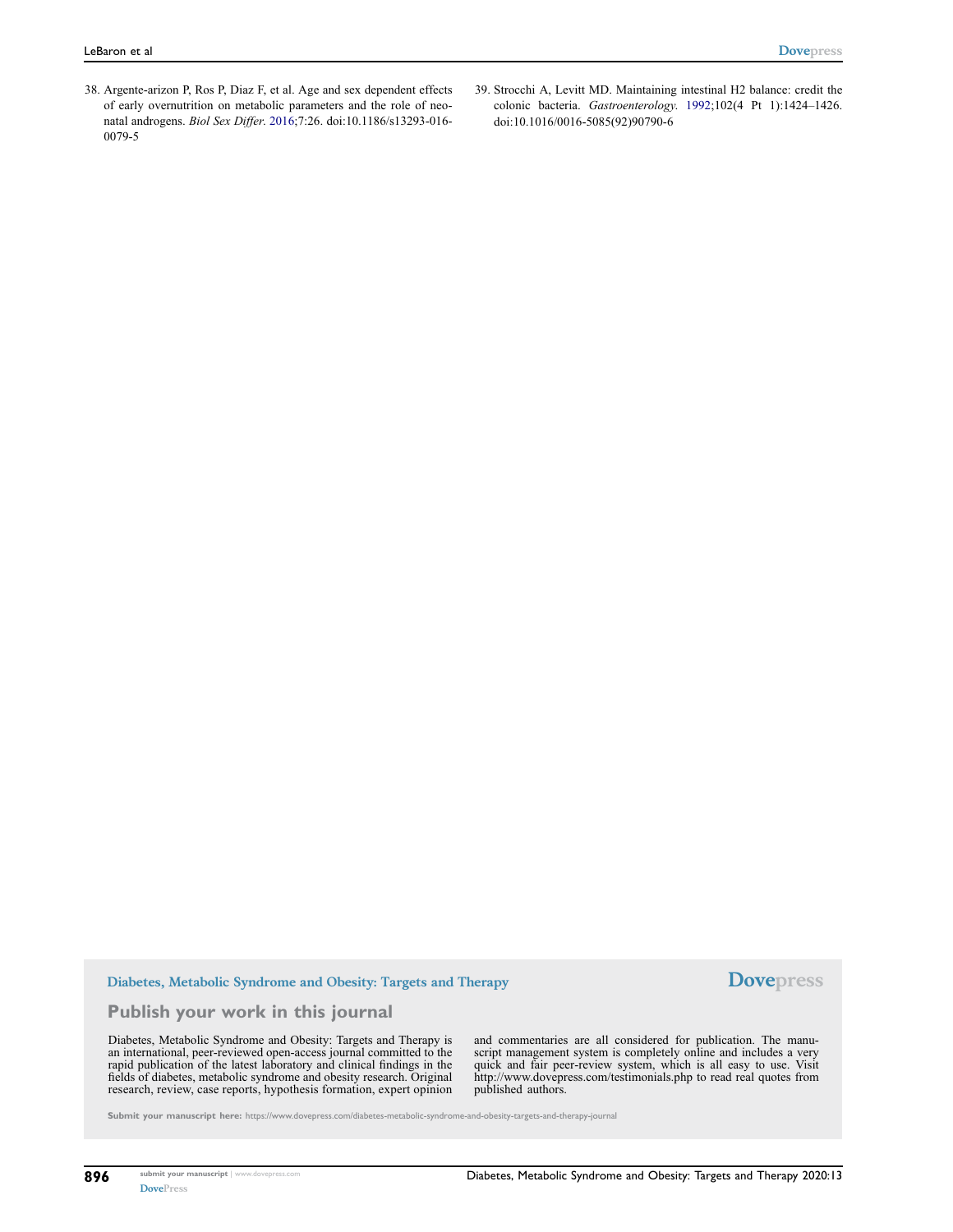38. Argente-arizon P, Ros P, Diaz F, et al. Age and sex dependent effects of early overnutrition on metabolic parameters and the role of neonatal androgens. *Biol Sex Differ*. 2016;7:26. doi:10.1186/s13293-016-0079-5

39. Strocchi A, Levitt MD. Maintaining intestinal H2 balance: credit the colonic bacteria. *Gastroenterology*. 1992;102(4 Pt 1):1424–1426. doi:10.1016/0016-5085(92)90790-6

**Diabetes, Metabolic Syndrome and Obesity: Targets and Therapy**

## Publish your work in this journal

Diabetes, Metabolic Syndrome and Obesity: Targets and Therapy is an international, peer-reviewed open-access journal committed to the rapid publication of the latest laboratory and clinical findings in the fields of diabetes, metabolic syndrome and obesity research. Original research, review, case reports, hypothesis formation, expert opinion and commentaries are all considered for publication. The manuscript management system is completely online and includes a very quick and fair peer-review system, which is all easy to use. Visit http://www.dovepress.com/testimonials.php to read real quotes from published authors.

**Submit your manuscript here:** https://www.dovepress.com/diabetes-metabolic-syndrome-and-obesity-targets-and-therapy-journal